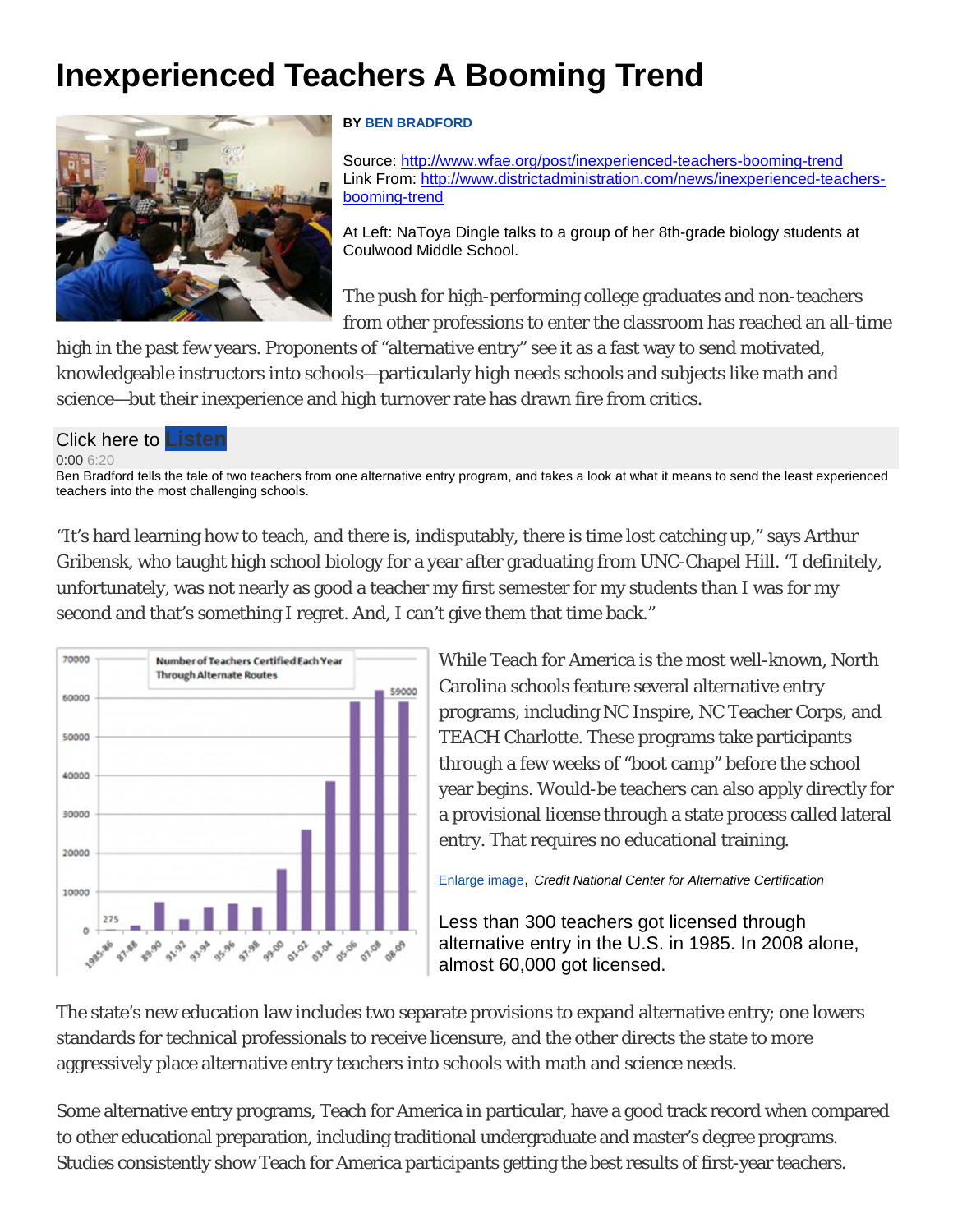# Inexperienced Teachers A Booming Trend

**BY** BEN BRADFORD

Source: http://www.wfae.org/post/inexperienced-teachers-booming-trend
Link From: http://www.districtadministration.com/news/inexperienced-teachers-booming-trend

At Left: NaToya Dingle talks to a group of her 8th-grade biology students at Coulwood Middle School.

The push for high-performing college graduates and non-teachers from other professions to enter the classroom has reached an all-time high in the past few years. Proponents of "alternative entry" see it as a fast way to send motivated, knowledgeable instructors into schools—particularly high needs schools and subjects like math and science—but their inexperience and high turnover rate has drawn fire from critics.

Click here to Listen

0:00 6:20

Ben Bradford tells the tale of two teachers from one alternative entry program, and takes a look at what it means to send the least experienced teachers into the most challenging schools.

"It's hard learning how to teach, and there is, indisputably, there is time lost catching up," says Arthur Gribensk, who taught high school biology for a year after graduating from UNC-Chapel Hill. "I definitely, unfortunately, was not nearly as good a teacher my first semester for my students than I was for my second and that's something I regret. And, I can't give them that time back."

While Teach for America is the most well-known, North Carolina schools feature several alternative entry programs, including NC Inspire, NC Teacher Corps, and TEACH Charlotte. These programs take participants through a few weeks of "boot camp" before the school year begins. Would-be teachers can also apply directly for a provisional license through a state process called lateral entry. That requires no educational training.

Enlarge image, *Credit National Center for Alternative Certification*

Less than 300 teachers got licensed through alternative entry in the U.S. in 1985. In 2008 alone, almost 60,000 got licensed.

The state's new education law includes two separate provisions to expand alternative entry; one lowers standards for technical professionals to receive licensure, and the other directs the state to more aggressively place alternative entry teachers into schools with math and science needs.

Some alternative entry programs, Teach for America in particular, have a good track record when compared to other educational preparation, including traditional undergraduate and master's degree programs. Studies consistently show Teach for America participants getting the best results of first-year teachers.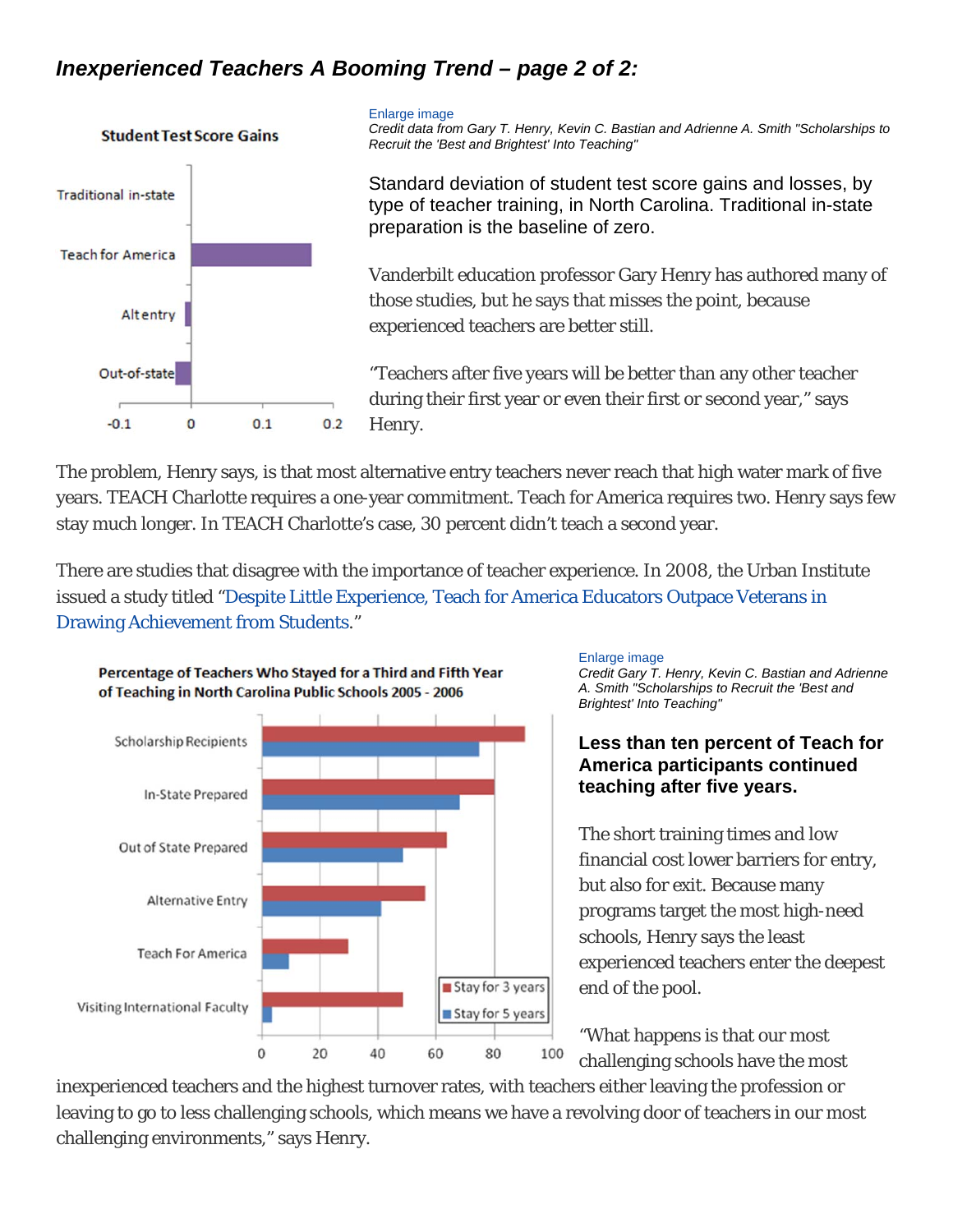## *Inexperienced Teachers A Booming Trend – page 2 of 2:*

Student Test Score Gains

Traditional in-state

Teach for America

Alt entry

Out-of-state

-0.1

0

0.1

0.2

Enlarge image

*Credit data from Gary T. Henry, Kevin C. Bastian and Adrienne A. Smith "Scholarships to Recruit the 'Best and Brightest' Into Teaching"*

Standard deviation of student test score gains and losses, by type of teacher training, in North Carolina. Traditional in-state preparation is the baseline of zero.

Vanderbilt education professor Gary Henry has authored many of those studies, but he says that misses the point, because experienced teachers are better still.

"Teachers after five years will be better than any other teacher during their first year or even their first or second year," says Henry.

The problem, Henry says, is that most alternative entry teachers never reach that high water mark of five years. TEACH Charlotte requires a one-year commitment. Teach for America requires two. Henry says few stay much longer. In TEACH Charlotte's case, 30 percent didn't teach a second year.

There are studies that disagree with the importance of teacher experience. In 2008, the Urban Institute issued a study titled "Despite Little Experience, Teach for America Educators Outpace Veterans in Drawing Achievement from Students."

Percentage of Teachers Who Stayed for a Third and Fifth Year of Teaching in North Carolina Public Schools 2005 - 2006

Scholarship Recipients

In-State Prepared

Out of State Prepared

Alternative Entry

Teach For America

Visiting International Faculty

Stay for 3 years

Stay for 5 years

0

20

40

60

80

100

Enlarge image

*Credit Gary T. Henry, Kevin C. Bastian and Adrienne A. Smith "Scholarships to Recruit the 'Best and Brightest' Into Teaching"*

**Less than ten percent of Teach for America participants continued teaching after five years.**

The short training times and low financial cost lower barriers for entry, but also for exit. Because many programs target the most high-need schools, Henry says the least experienced teachers enter the deepest end of the pool.

"What happens is that our most challenging schools have the most inexperienced teachers and the highest turnover rates, with teachers either leaving the profession or leaving to go to less challenging schools, which means we have a revolving door of teachers in our most challenging environments," says Henry.